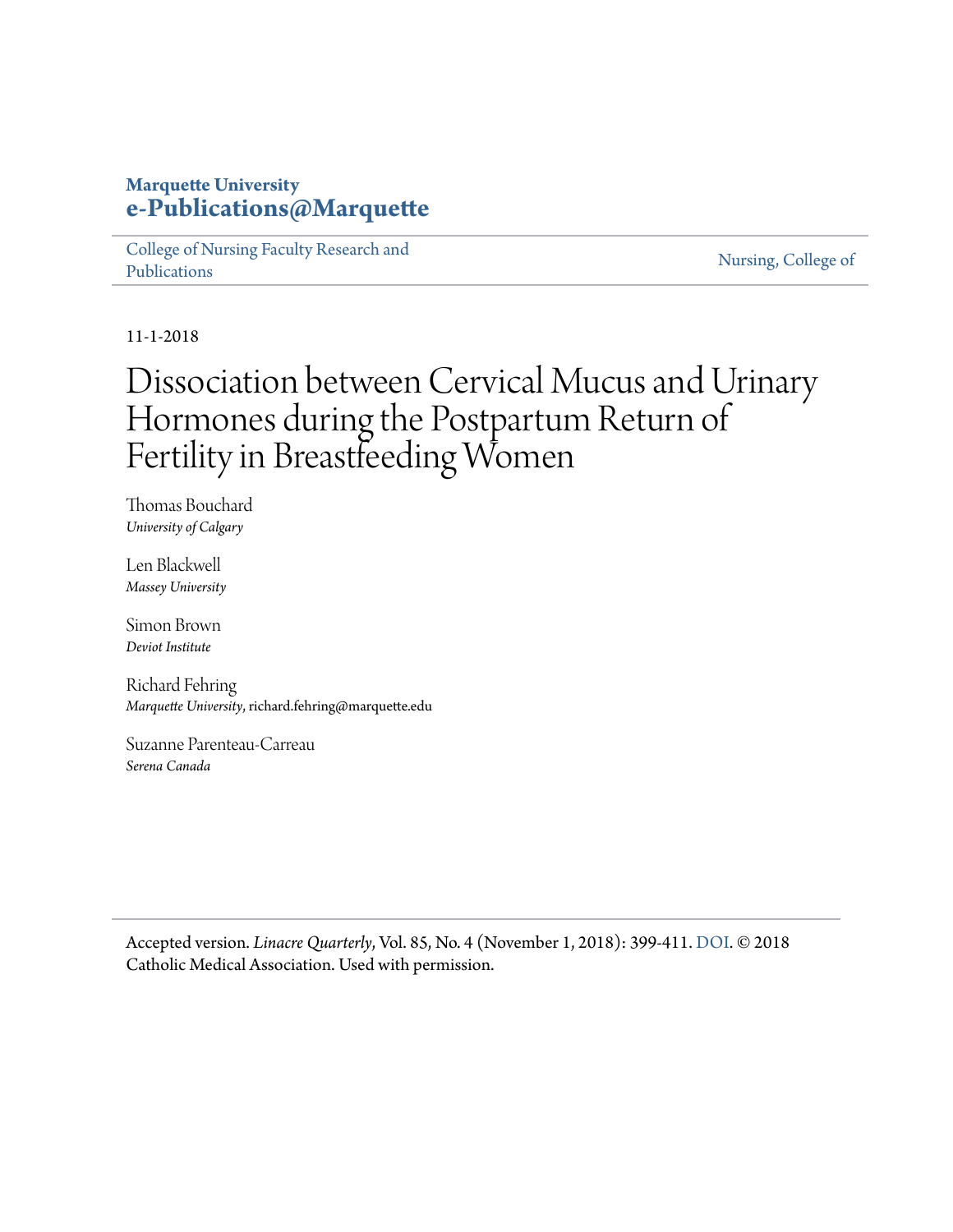**Marquette University**
**e-Publications@Marquette**

College of Nursing Faculty Research and Publications | Nursing, College of

11-1-2018

# Dissociation between Cervical Mucus and Urinary Hormones during the Postpartum Return of Fertility in Breastfeeding Women

Thomas Bouchard
*University of Calgary*

Len Blackwell
*Massey University*

Simon Brown
*Deviot Institute*

Richard Fehring
*Marquette University*, richard.fehring@marquette.edu

Suzanne Parenteau-Carreau
*Serena Canada*

Accepted version. *Linacre Quarterly*, Vol. 85, No. 4 (November 1, 2018): 399-411. DOI. © 2018 Catholic Medical Association. Used with permission.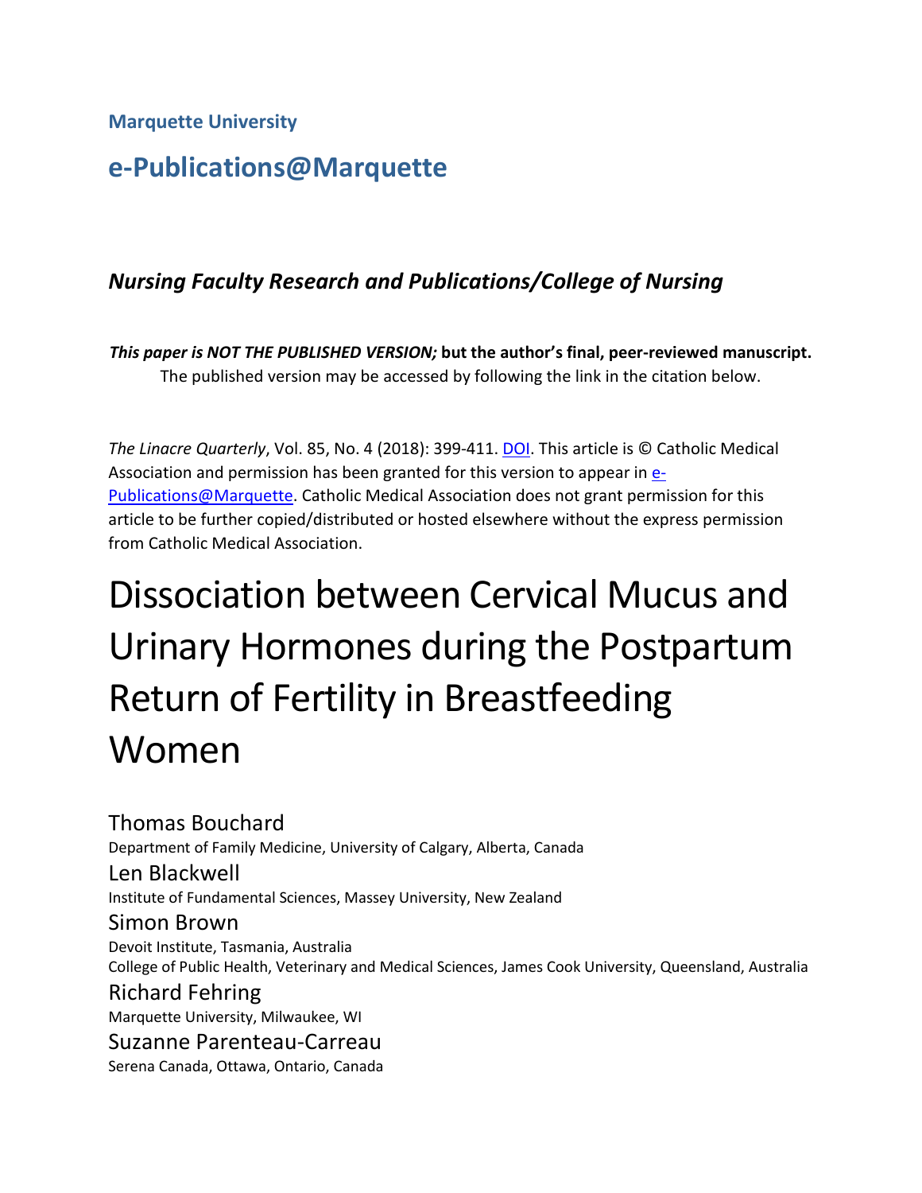**Marquette University**

## e-Publications@Marquette

### *Nursing Faculty Research and Publications/College of Nursing*

***This paper is NOT THE PUBLISHED VERSION;* but the author's final, peer-reviewed manuscript.**
The published version may be accessed by following the link in the citation below.

*The Linacre Quarterly*, Vol. 85, No. 4 (2018): 399-411. DOI. This article is © Catholic Medical Association and permission has been granted for this version to appear in e-Publications@Marquette. Catholic Medical Association does not grant permission for this article to be further copied/distributed or hosted elsewhere without the express permission from Catholic Medical Association.

# Dissociation between Cervical Mucus and Urinary Hormones during the Postpartum Return of Fertility in Breastfeeding Women

Thomas Bouchard
Department of Family Medicine, University of Calgary, Alberta, Canada

Len Blackwell
Institute of Fundamental Sciences, Massey University, New Zealand

Simon Brown
Devoit Institute, Tasmania, Australia
College of Public Health, Veterinary and Medical Sciences, James Cook University, Queensland, Australia

Richard Fehring
Marquette University, Milwaukee, WI

Suzanne Parenteau-Carreau
Serena Canada, Ottawa, Ontario, Canada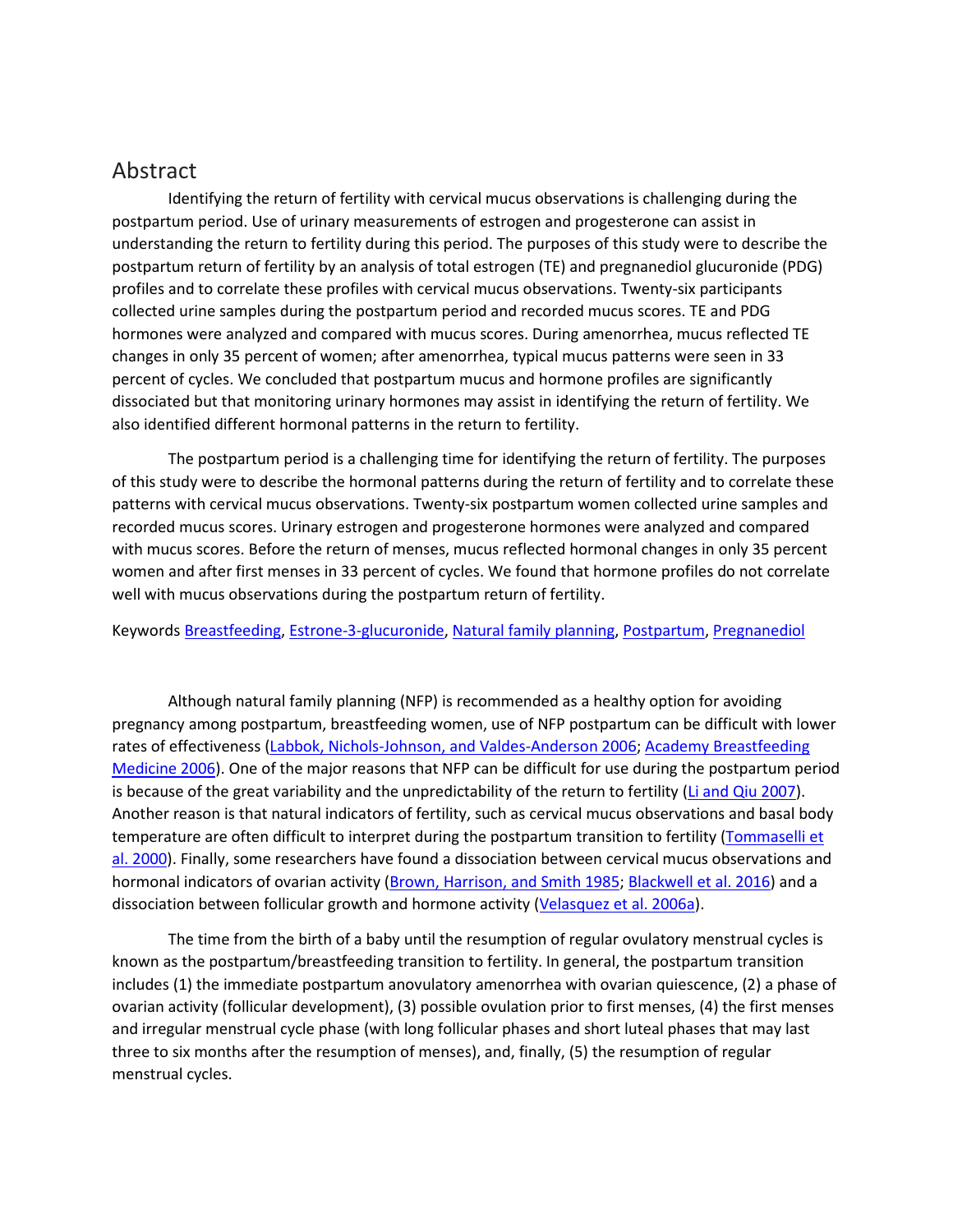## Abstract

Identifying the return of fertility with cervical mucus observations is challenging during the postpartum period. Use of urinary measurements of estrogen and progesterone can assist in understanding the return to fertility during this period. The purposes of this study were to describe the postpartum return of fertility by an analysis of total estrogen (TE) and pregnanediol glucuronide (PDG) profiles and to correlate these profiles with cervical mucus observations. Twenty-six participants collected urine samples during the postpartum period and recorded mucus scores. TE and PDG hormones were analyzed and compared with mucus scores. During amenorrhea, mucus reflected TE changes in only 35 percent of women; after amenorrhea, typical mucus patterns were seen in 33 percent of cycles. We concluded that postpartum mucus and hormone profiles are significantly dissociated but that monitoring urinary hormones may assist in identifying the return of fertility. We also identified different hormonal patterns in the return to fertility.

The postpartum period is a challenging time for identifying the return of fertility. The purposes of this study were to describe the hormonal patterns during the return of fertility and to correlate these patterns with cervical mucus observations. Twenty-six postpartum women collected urine samples and recorded mucus scores. Urinary estrogen and progesterone hormones were analyzed and compared with mucus scores. Before the return of menses, mucus reflected hormonal changes in only 35 percent women and after first menses in 33 percent of cycles. We found that hormone profiles do not correlate well with mucus observations during the postpartum return of fertility.

Keywords Breastfeeding, Estrone-3-glucuronide, Natural family planning, Postpartum, Pregnanediol

Although natural family planning (NFP) is recommended as a healthy option for avoiding pregnancy among postpartum, breastfeeding women, use of NFP postpartum can be difficult with lower rates of effectiveness (Labbok, Nichols-Johnson, and Valdes-Anderson 2006; Academy Breastfeeding Medicine 2006). One of the major reasons that NFP can be difficult for use during the postpartum period is because of the great variability and the unpredictability of the return to fertility (Li and Qiu 2007). Another reason is that natural indicators of fertility, such as cervical mucus observations and basal body temperature are often difficult to interpret during the postpartum transition to fertility (Tommaselli et al. 2000). Finally, some researchers have found a dissociation between cervical mucus observations and hormonal indicators of ovarian activity (Brown, Harrison, and Smith 1985; Blackwell et al. 2016) and a dissociation between follicular growth and hormone activity (Velasquez et al. 2006a).

The time from the birth of a baby until the resumption of regular ovulatory menstrual cycles is known as the postpartum/breastfeeding transition to fertility. In general, the postpartum transition includes (1) the immediate postpartum anovulatory amenorrhea with ovarian quiescence, (2) a phase of ovarian activity (follicular development), (3) possible ovulation prior to first menses, (4) the first menses and irregular menstrual cycle phase (with long follicular phases and short luteal phases that may last three to six months after the resumption of menses), and, finally, (5) the resumption of regular menstrual cycles.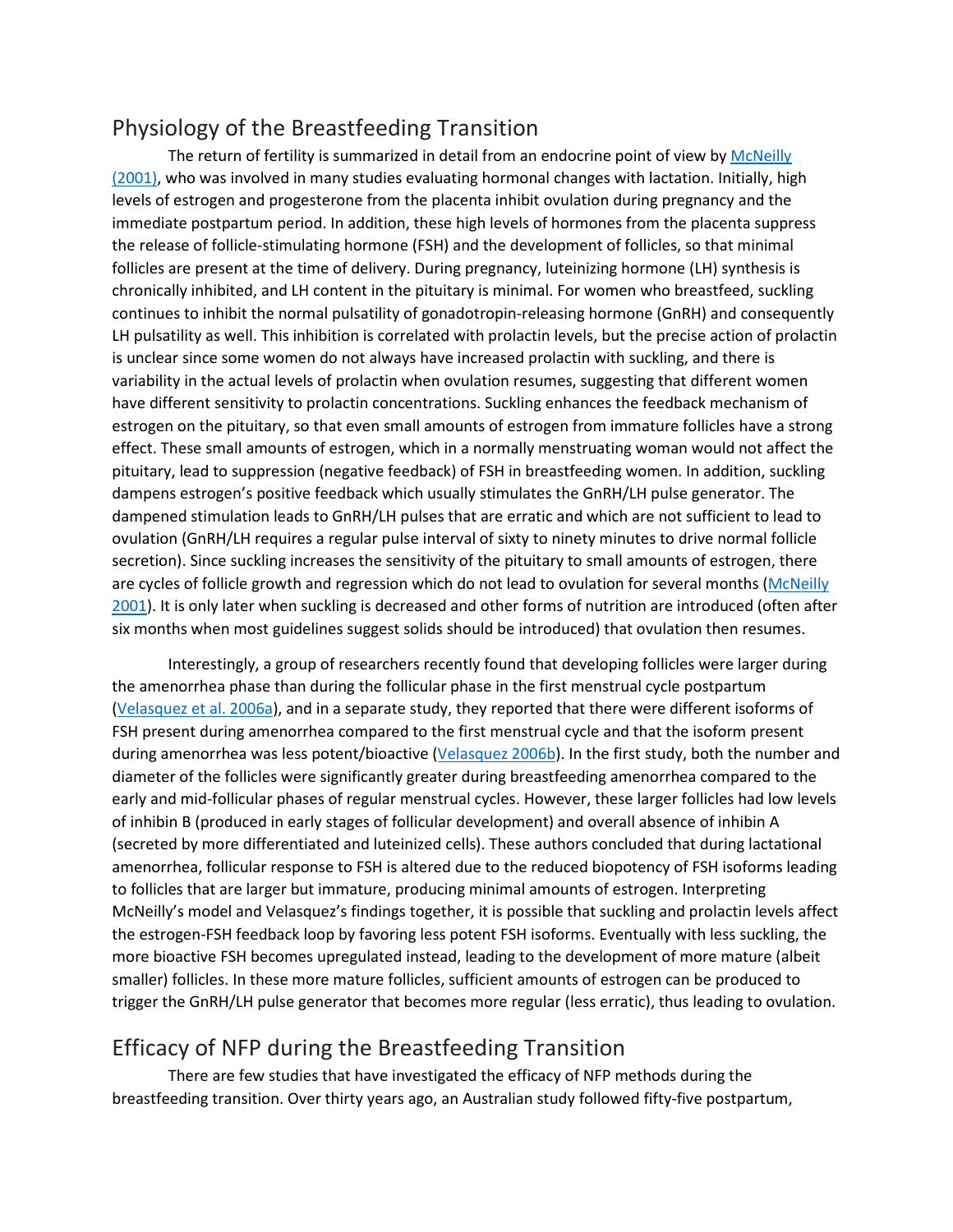## Physiology of the Breastfeeding Transition

The return of fertility is summarized in detail from an endocrine point of view by McNeilly (2001), who was involved in many studies evaluating hormonal changes with lactation. Initially, high levels of estrogen and progesterone from the placenta inhibit ovulation during pregnancy and the immediate postpartum period. In addition, these high levels of hormones from the placenta suppress the release of follicle-stimulating hormone (FSH) and the development of follicles, so that minimal follicles are present at the time of delivery. During pregnancy, luteinizing hormone (LH) synthesis is chronically inhibited, and LH content in the pituitary is minimal. For women who breastfeed, suckling continues to inhibit the normal pulsatility of gonadotropin-releasing hormone (GnRH) and consequently LH pulsatility as well. This inhibition is correlated with prolactin levels, but the precise action of prolactin is unclear since some women do not always have increased prolactin with suckling, and there is variability in the actual levels of prolactin when ovulation resumes, suggesting that different women have different sensitivity to prolactin concentrations. Suckling enhances the feedback mechanism of estrogen on the pituitary, so that even small amounts of estrogen from immature follicles have a strong effect. These small amounts of estrogen, which in a normally menstruating woman would not affect the pituitary, lead to suppression (negative feedback) of FSH in breastfeeding women. In addition, suckling dampens estrogen's positive feedback which usually stimulates the GnRH/LH pulse generator. The dampened stimulation leads to GnRH/LH pulses that are erratic and which are not sufficient to lead to ovulation (GnRH/LH requires a regular pulse interval of sixty to ninety minutes to drive normal follicle secretion). Since suckling increases the sensitivity of the pituitary to small amounts of estrogen, there are cycles of follicle growth and regression which do not lead to ovulation for several months (McNeilly 2001). It is only later when suckling is decreased and other forms of nutrition are introduced (often after six months when most guidelines suggest solids should be introduced) that ovulation then resumes.

Interestingly, a group of researchers recently found that developing follicles were larger during the amenorrhea phase than during the follicular phase in the first menstrual cycle postpartum (Velasquez et al. 2006a), and in a separate study, they reported that there were different isoforms of FSH present during amenorrhea compared to the first menstrual cycle and that the isoform present during amenorrhea was less potent/bioactive (Velasquez 2006b). In the first study, both the number and diameter of the follicles were significantly greater during breastfeeding amenorrhea compared to the early and mid-follicular phases of regular menstrual cycles. However, these larger follicles had low levels of inhibin B (produced in early stages of follicular development) and overall absence of inhibin A (secreted by more differentiated and luteinized cells). These authors concluded that during lactational amenorrhea, follicular response to FSH is altered due to the reduced biopotency of FSH isoforms leading to follicles that are larger but immature, producing minimal amounts of estrogen. Interpreting McNeilly's model and Velasquez's findings together, it is possible that suckling and prolactin levels affect the estrogen-FSH feedback loop by favoring less potent FSH isoforms. Eventually with less suckling, the more bioactive FSH becomes upregulated instead, leading to the development of more mature (albeit smaller) follicles. In these more mature follicles, sufficient amounts of estrogen can be produced to trigger the GnRH/LH pulse generator that becomes more regular (less erratic), thus leading to ovulation.

## Efficacy of NFP during the Breastfeeding Transition

There are few studies that have investigated the efficacy of NFP methods during the breastfeeding transition. Over thirty years ago, an Australian study followed fifty-five postpartum,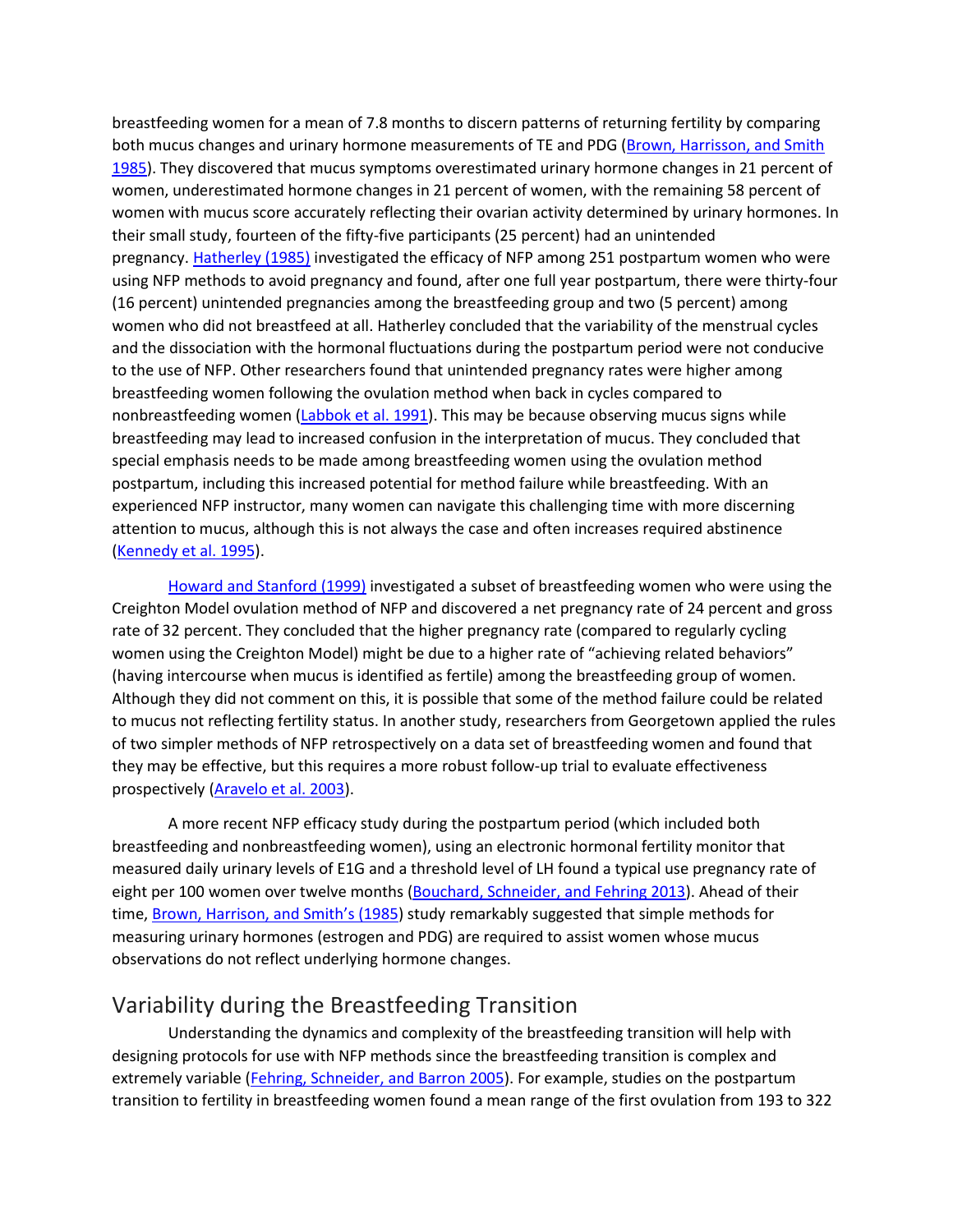breastfeeding women for a mean of 7.8 months to discern patterns of returning fertility by comparing both mucus changes and urinary hormone measurements of TE and PDG (Brown, Harrisson, and Smith 1985). They discovered that mucus symptoms overestimated urinary hormone changes in 21 percent of women, underestimated hormone changes in 21 percent of women, with the remaining 58 percent of women with mucus score accurately reflecting their ovarian activity determined by urinary hormones. In their small study, fourteen of the fifty-five participants (25 percent) had an unintended pregnancy. Hatherley (1985) investigated the efficacy of NFP among 251 postpartum women who were using NFP methods to avoid pregnancy and found, after one full year postpartum, there were thirty-four (16 percent) unintended pregnancies among the breastfeeding group and two (5 percent) among women who did not breastfeed at all. Hatherley concluded that the variability of the menstrual cycles and the dissociation with the hormonal fluctuations during the postpartum period were not conducive to the use of NFP. Other researchers found that unintended pregnancy rates were higher among breastfeeding women following the ovulation method when back in cycles compared to nonbreastfeeding women (Labbok et al. 1991). This may be because observing mucus signs while breastfeeding may lead to increased confusion in the interpretation of mucus. They concluded that special emphasis needs to be made among breastfeeding women using the ovulation method postpartum, including this increased potential for method failure while breastfeeding. With an experienced NFP instructor, many women can navigate this challenging time with more discerning attention to mucus, although this is not always the case and often increases required abstinence (Kennedy et al. 1995).

Howard and Stanford (1999) investigated a subset of breastfeeding women who were using the Creighton Model ovulation method of NFP and discovered a net pregnancy rate of 24 percent and gross rate of 32 percent. They concluded that the higher pregnancy rate (compared to regularly cycling women using the Creighton Model) might be due to a higher rate of "achieving related behaviors" (having intercourse when mucus is identified as fertile) among the breastfeeding group of women. Although they did not comment on this, it is possible that some of the method failure could be related to mucus not reflecting fertility status. In another study, researchers from Georgetown applied the rules of two simpler methods of NFP retrospectively on a data set of breastfeeding women and found that they may be effective, but this requires a more robust follow-up trial to evaluate effectiveness prospectively (Aravelo et al. 2003).

A more recent NFP efficacy study during the postpartum period (which included both breastfeeding and nonbreastfeeding women), using an electronic hormonal fertility monitor that measured daily urinary levels of E1G and a threshold level of LH found a typical use pregnancy rate of eight per 100 women over twelve months (Bouchard, Schneider, and Fehring 2013). Ahead of their time, Brown, Harrison, and Smith's (1985) study remarkably suggested that simple methods for measuring urinary hormones (estrogen and PDG) are required to assist women whose mucus observations do not reflect underlying hormone changes.

## Variability during the Breastfeeding Transition

Understanding the dynamics and complexity of the breastfeeding transition will help with designing protocols for use with NFP methods since the breastfeeding transition is complex and extremely variable (Fehring, Schneider, and Barron 2005). For example, studies on the postpartum transition to fertility in breastfeeding women found a mean range of the first ovulation from 193 to 322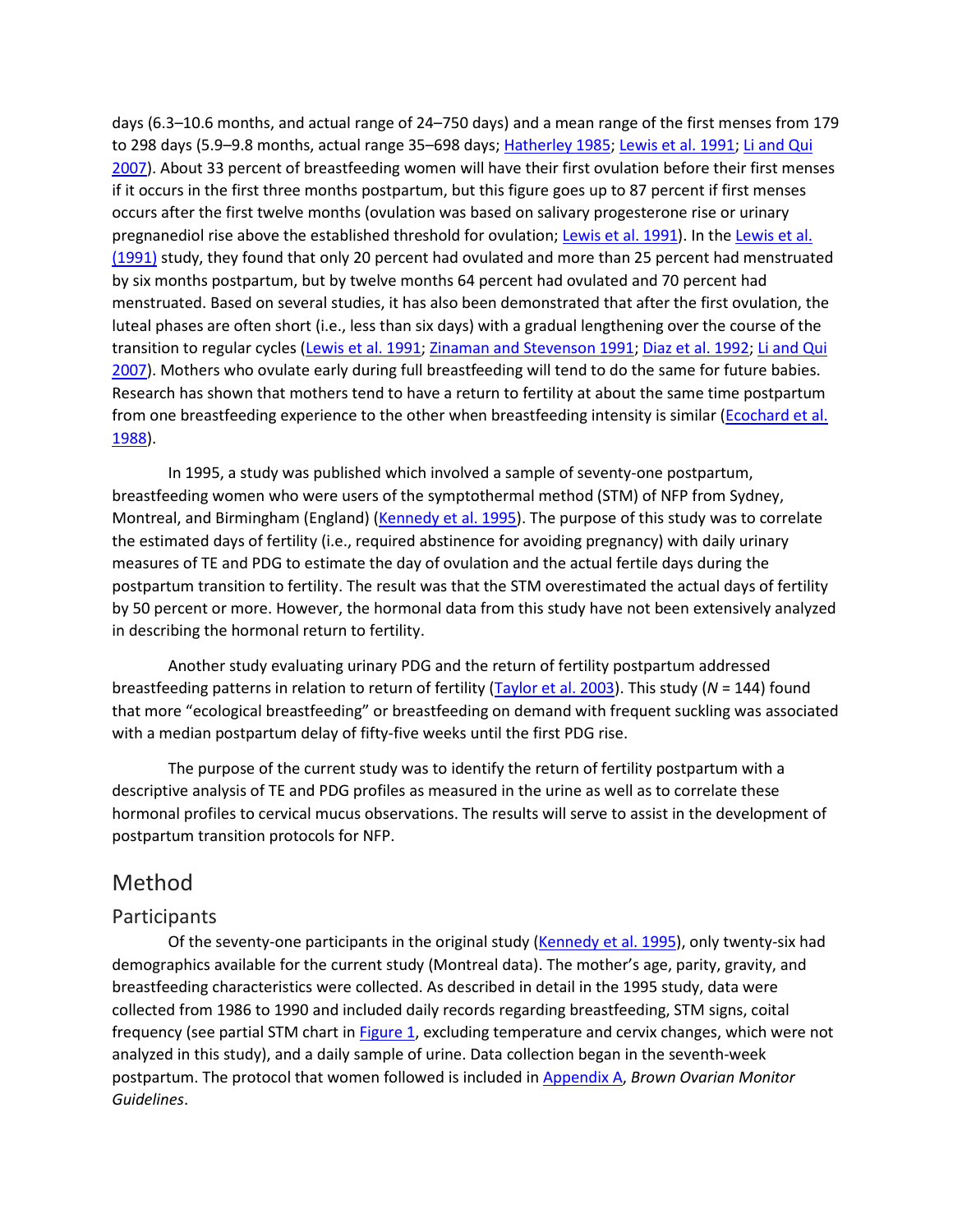days (6.3–10.6 months, and actual range of 24–750 days) and a mean range of the first menses from 179 to 298 days (5.9–9.8 months, actual range 35–698 days; Hatherley 1985; Lewis et al. 1991; Li and Qui 2007). About 33 percent of breastfeeding women will have their first ovulation before their first menses if it occurs in the first three months postpartum, but this figure goes up to 87 percent if first menses occurs after the first twelve months (ovulation was based on salivary progesterone rise or urinary pregnanediol rise above the established threshold for ovulation; Lewis et al. 1991). In the Lewis et al. (1991) study, they found that only 20 percent had ovulated and more than 25 percent had menstruated by six months postpartum, but by twelve months 64 percent had ovulated and 70 percent had menstruated. Based on several studies, it has also been demonstrated that after the first ovulation, the luteal phases are often short (i.e., less than six days) with a gradual lengthening over the course of the transition to regular cycles (Lewis et al. 1991; Zinaman and Stevenson 1991; Diaz et al. 1992; Li and Qui 2007). Mothers who ovulate early during full breastfeeding will tend to do the same for future babies. Research has shown that mothers tend to have a return to fertility at about the same time postpartum from one breastfeeding experience to the other when breastfeeding intensity is similar (Ecochard et al. 1988).

In 1995, a study was published which involved a sample of seventy-one postpartum, breastfeeding women who were users of the symptothermal method (STM) of NFP from Sydney, Montreal, and Birmingham (England) (Kennedy et al. 1995). The purpose of this study was to correlate the estimated days of fertility (i.e., required abstinence for avoiding pregnancy) with daily urinary measures of TE and PDG to estimate the day of ovulation and the actual fertile days during the postpartum transition to fertility. The result was that the STM overestimated the actual days of fertility by 50 percent or more. However, the hormonal data from this study have not been extensively analyzed in describing the hormonal return to fertility.

Another study evaluating urinary PDG and the return of fertility postpartum addressed breastfeeding patterns in relation to return of fertility (Taylor et al. 2003). This study ($N$ = 144) found that more "ecological breastfeeding" or breastfeeding on demand with frequent suckling was associated with a median postpartum delay of fifty-five weeks until the first PDG rise.

The purpose of the current study was to identify the return of fertility postpartum with a descriptive analysis of TE and PDG profiles as measured in the urine as well as to correlate these hormonal profiles to cervical mucus observations. The results will serve to assist in the development of postpartum transition protocols for NFP.

# Method

## Participants

Of the seventy-one participants in the original study (Kennedy et al. 1995), only twenty-six had demographics available for the current study (Montreal data). The mother's age, parity, gravity, and breastfeeding characteristics were collected. As described in detail in the 1995 study, data were collected from 1986 to 1990 and included daily records regarding breastfeeding, STM signs, coital frequency (see partial STM chart in Figure 1, excluding temperature and cervix changes, which were not analyzed in this study), and a daily sample of urine. Data collection began in the seventh-week postpartum. The protocol that women followed is included in Appendix A, *Brown Ovarian Monitor Guidelines*.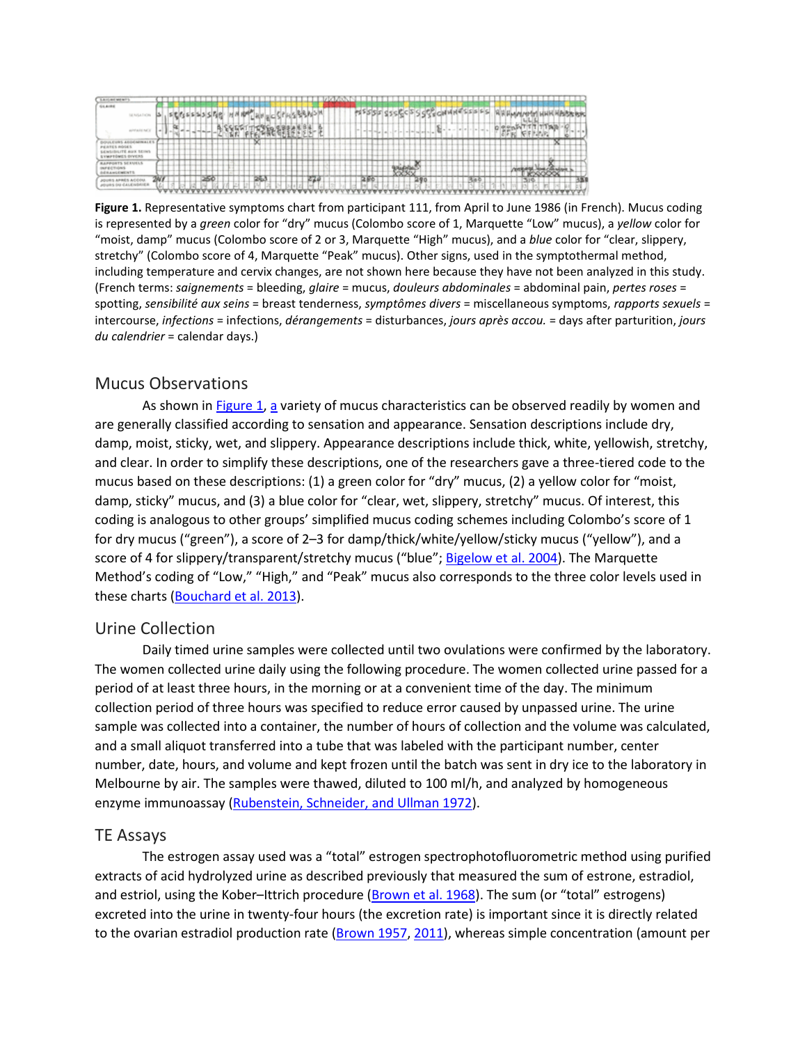**Figure 1.** Representative symptoms chart from participant 111, from April to June 1986 (in French). Mucus coding is represented by a *green* color for "dry" mucus (Colombo score of 1, Marquette "Low" mucus), a *yellow* color for "moist, damp" mucus (Colombo score of 2 or 3, Marquette "High" mucus), and a *blue* color for "clear, slippery, stretchy" (Colombo score of 4, Marquette "Peak" mucus). Other signs, used in the symptothermal method, including temperature and cervix changes, are not shown here because they have not been analyzed in this study. (French terms: *saignements* = bleeding, *glaire* = mucus, *douleurs abdominales* = abdominal pain, *pertes roses* = spotting, *sensibilité aux seins* = breast tenderness, *symptômes divers* = miscellaneous symptoms, *rapports sexuels* = intercourse, *infections* = infections, *dérangements* = disturbances, *jours après accou.* = days after parturition, *jours du calendrier* = calendar days.)

## Mucus Observations

As shown in Figure 1, a variety of mucus characteristics can be observed readily by women and are generally classified according to sensation and appearance. Sensation descriptions include dry, damp, moist, sticky, wet, and slippery. Appearance descriptions include thick, white, yellowish, stretchy, and clear. In order to simplify these descriptions, one of the researchers gave a three-tiered code to the mucus based on these descriptions: (1) a green color for "dry" mucus, (2) a yellow color for "moist, damp, sticky" mucus, and (3) a blue color for "clear, wet, slippery, stretchy" mucus. Of interest, this coding is analogous to other groups' simplified mucus coding schemes including Colombo's score of 1 for dry mucus ("green"), a score of 2–3 for damp/thick/white/yellow/sticky mucus ("yellow"), and a score of 4 for slippery/transparent/stretchy mucus ("blue"; Bigelow et al. 2004). The Marquette Method's coding of "Low," "High," and "Peak" mucus also corresponds to the three color levels used in these charts (Bouchard et al. 2013).

## Urine Collection

Daily timed urine samples were collected until two ovulations were confirmed by the laboratory. The women collected urine daily using the following procedure. The women collected urine passed for a period of at least three hours, in the morning or at a convenient time of the day. The minimum collection period of three hours was specified to reduce error caused by unpassed urine. The urine sample was collected into a container, the number of hours of collection and the volume was calculated, and a small aliquot transferred into a tube that was labeled with the participant number, center number, date, hours, and volume and kept frozen until the batch was sent in dry ice to the laboratory in Melbourne by air. The samples were thawed, diluted to 100 ml/h, and analyzed by homogeneous enzyme immunoassay (Rubenstein, Schneider, and Ullman 1972).

## TE Assays

The estrogen assay used was a "total" estrogen spectrophotofluorometric method using purified extracts of acid hydrolyzed urine as described previously that measured the sum of estrone, estradiol, and estriol, using the Kober–Ittrich procedure (Brown et al. 1968). The sum (or "total" estrogens) excreted into the urine in twenty-four hours (the excretion rate) is important since it is directly related to the ovarian estradiol production rate (Brown 1957, 2011), whereas simple concentration (amount per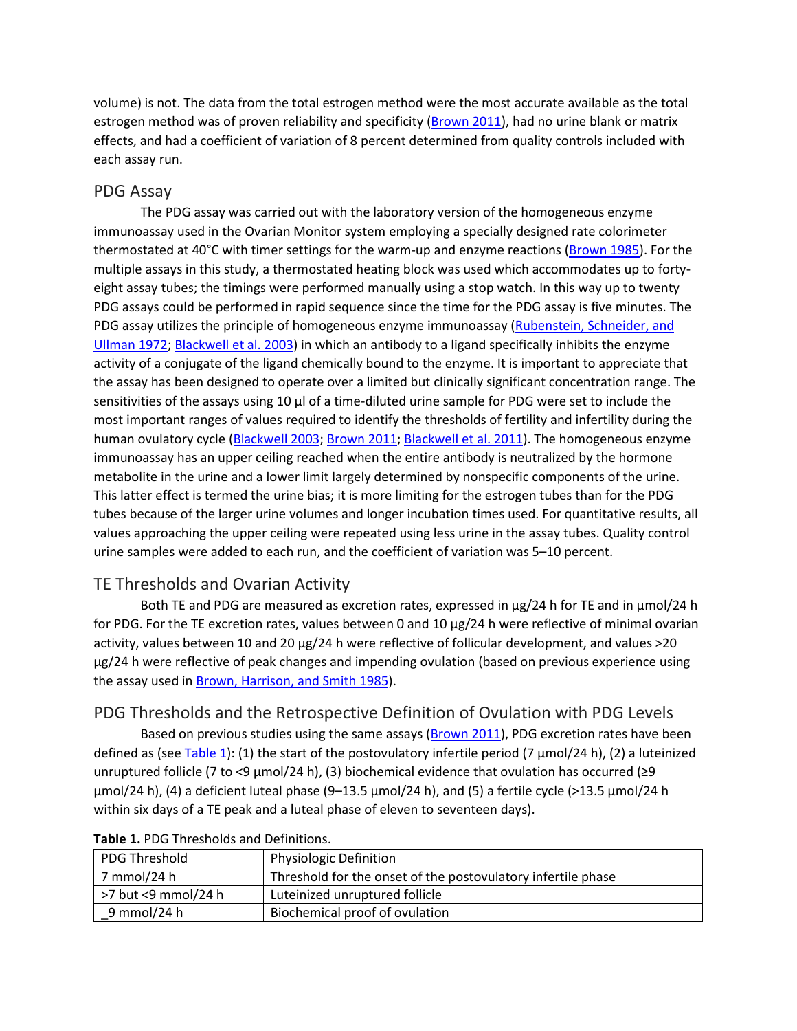volume) is not. The data from the total estrogen method were the most accurate available as the total estrogen method was of proven reliability and specificity (Brown 2011), had no urine blank or matrix effects, and had a coefficient of variation of 8 percent determined from quality controls included with each assay run.

## PDG Assay

The PDG assay was carried out with the laboratory version of the homogeneous enzyme immunoassay used in the Ovarian Monitor system employing a specially designed rate colorimeter thermostated at 40°C with timer settings for the warm-up and enzyme reactions (Brown 1985). For the multiple assays in this study, a thermostated heating block was used which accommodates up to forty-eight assay tubes; the timings were performed manually using a stop watch. In this way up to twenty PDG assays could be performed in rapid sequence since the time for the PDG assay is five minutes. The PDG assay utilizes the principle of homogeneous enzyme immunoassay (Rubenstein, Schneider, and Ullman 1972; Blackwell et al. 2003) in which an antibody to a ligand specifically inhibits the enzyme activity of a conjugate of the ligand chemically bound to the enzyme. It is important to appreciate that the assay has been designed to operate over a limited but clinically significant concentration range. The sensitivities of the assays using 10 µl of a time-diluted urine sample for PDG were set to include the most important ranges of values required to identify the thresholds of fertility and infertility during the human ovulatory cycle (Blackwell 2003; Brown 2011; Blackwell et al. 2011). The homogeneous enzyme immunoassay has an upper ceiling reached when the entire antibody is neutralized by the hormone metabolite in the urine and a lower limit largely determined by nonspecific components of the urine. This latter effect is termed the urine bias; it is more limiting for the estrogen tubes than for the PDG tubes because of the larger urine volumes and longer incubation times used. For quantitative results, all values approaching the upper ceiling were repeated using less urine in the assay tubes. Quality control urine samples were added to each run, and the coefficient of variation was 5–10 percent.

## TE Thresholds and Ovarian Activity

Both TE and PDG are measured as excretion rates, expressed in µg/24 h for TE and in µmol/24 h for PDG. For the TE excretion rates, values between 0 and 10 µg/24 h were reflective of minimal ovarian activity, values between 10 and 20 µg/24 h were reflective of follicular development, and values >20 µg/24 h were reflective of peak changes and impending ovulation (based on previous experience using the assay used in Brown, Harrison, and Smith 1985).

## PDG Thresholds and the Retrospective Definition of Ovulation with PDG Levels

Based on previous studies using the same assays (Brown 2011), PDG excretion rates have been defined as (see Table 1): (1) the start of the postovulatory infertile period (7 µmol/24 h), (2) a luteinized unruptured follicle (7 to <9 µmol/24 h), (3) biochemical evidence that ovulation has occurred (≥9 µmol/24 h), (4) a deficient luteal phase (9–13.5 µmol/24 h), and (5) a fertile cycle (>13.5 µmol/24 h within six days of a TE peak and a luteal phase of eleven to seventeen days).

**Table 1.** PDG Thresholds and Definitions.

| PDG Threshold | Physiologic Definition |
| --- | --- |
| 7 mmol/24 h | Threshold for the onset of the postovulatory infertile phase |
| >7 but <9 mmol/24 h | Luteinized unruptured follicle |
| _9 mmol/24 h | Biochemical proof of ovulation |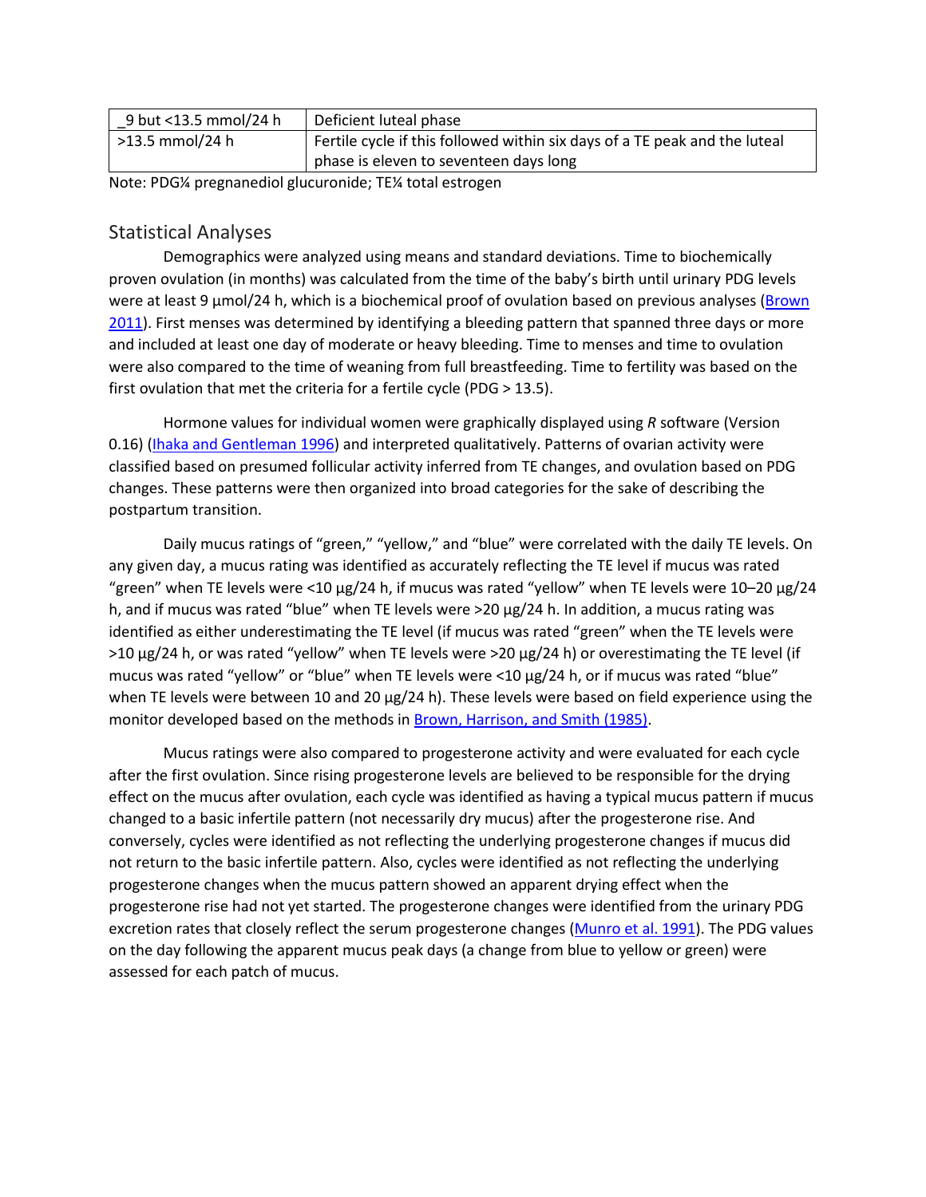| _9 but <13.5 mmol/24 h | Deficient luteal phase |
|---|---|
| >13.5 mmol/24 h | Fertile cycle if this followed within six days of a TE peak and the luteal phase is eleven to seventeen days long |

Note: PDG¼ pregnanediol glucuronide; TE¼ total estrogen

## Statistical Analyses

Demographics were analyzed using means and standard deviations. Time to biochemically proven ovulation (in months) was calculated from the time of the baby's birth until urinary PDG levels were at least 9 µmol/24 h, which is a biochemical proof of ovulation based on previous analyses (Brown 2011). First menses was determined by identifying a bleeding pattern that spanned three days or more and included at least one day of moderate or heavy bleeding. Time to menses and time to ovulation were also compared to the time of weaning from full breastfeeding. Time to fertility was based on the first ovulation that met the criteria for a fertile cycle (PDG > 13.5).

Hormone values for individual women were graphically displayed using *R* software (Version 0.16) (Ihaka and Gentleman 1996) and interpreted qualitatively. Patterns of ovarian activity were classified based on presumed follicular activity inferred from TE changes, and ovulation based on PDG changes. These patterns were then organized into broad categories for the sake of describing the postpartum transition.

Daily mucus ratings of "green," "yellow," and "blue" were correlated with the daily TE levels. On any given day, a mucus rating was identified as accurately reflecting the TE level if mucus was rated "green" when TE levels were <10 µg/24 h, if mucus was rated "yellow" when TE levels were 10–20 µg/24 h, and if mucus was rated "blue" when TE levels were >20 µg/24 h. In addition, a mucus rating was identified as either underestimating the TE level (if mucus was rated "green" when the TE levels were >10 µg/24 h, or was rated "yellow" when TE levels were >20 µg/24 h) or overestimating the TE level (if mucus was rated "yellow" or "blue" when TE levels were <10 µg/24 h, or if mucus was rated "blue" when TE levels were between 10 and 20 µg/24 h). These levels were based on field experience using the monitor developed based on the methods in Brown, Harrison, and Smith (1985).

Mucus ratings were also compared to progesterone activity and were evaluated for each cycle after the first ovulation. Since rising progesterone levels are believed to be responsible for the drying effect on the mucus after ovulation, each cycle was identified as having a typical mucus pattern if mucus changed to a basic infertile pattern (not necessarily dry mucus) after the progesterone rise. And conversely, cycles were identified as not reflecting the underlying progesterone changes if mucus did not return to the basic infertile pattern. Also, cycles were identified as not reflecting the underlying progesterone changes when the mucus pattern showed an apparent drying effect when the progesterone rise had not yet started. The progesterone changes were identified from the urinary PDG excretion rates that closely reflect the serum progesterone changes (Munro et al. 1991). The PDG values on the day following the apparent mucus peak days (a change from blue to yellow or green) were assessed for each patch of mucus.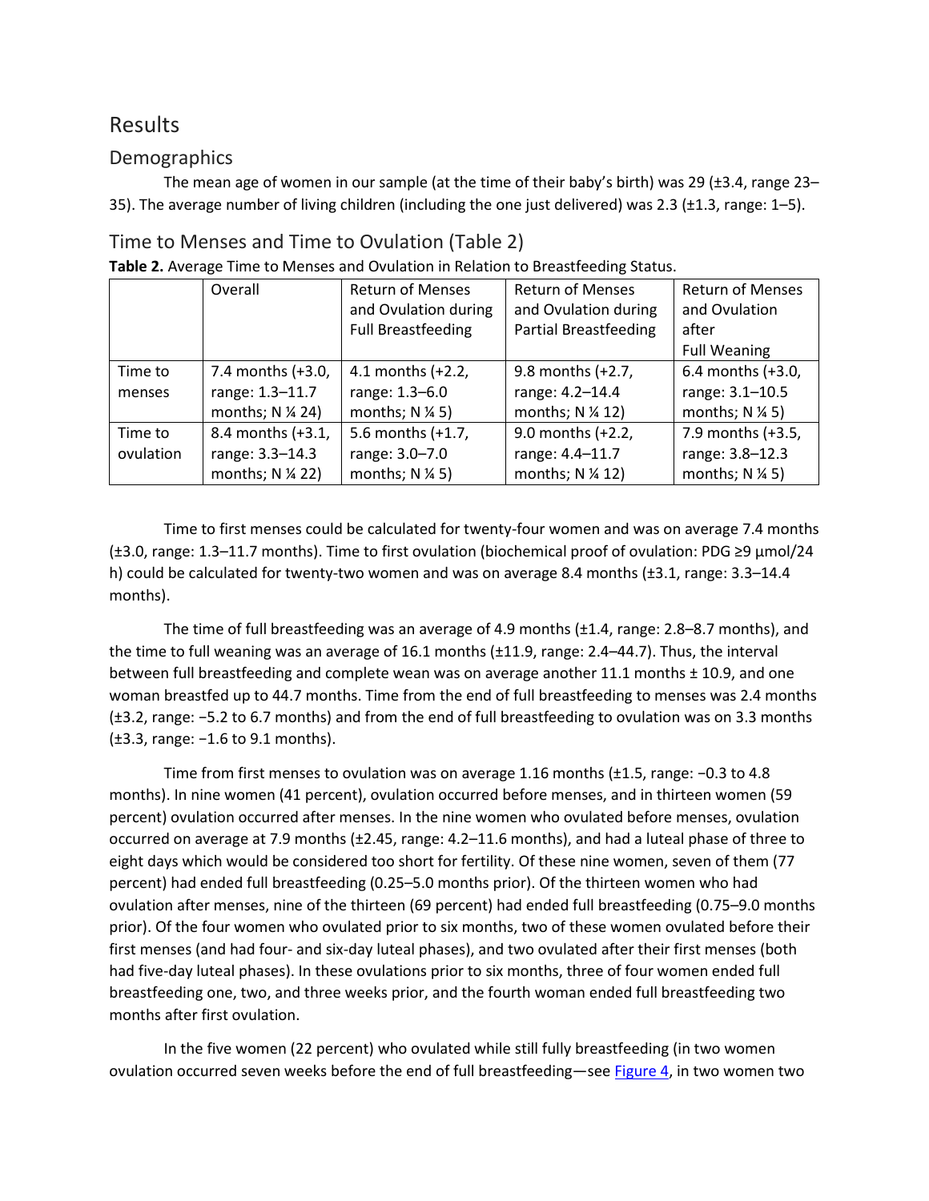## Results

### Demographics

The mean age of women in our sample (at the time of their baby's birth) was 29 (±3.4, range 23–35). The average number of living children (including the one just delivered) was 2.3 (±1.3, range: 1–5).

### Time to Menses and Time to Ovulation (Table 2)

**Table 2.** Average Time to Menses and Ovulation in Relation to Breastfeeding Status.

| | Overall | Return of Menses and Ovulation during Full Breastfeeding | Return of Menses and Ovulation during Partial Breastfeeding | Return of Menses and Ovulation after Full Weaning |
|---|---|---|---|---|
| Time to menses | 7.4 months (+3.0, range: 1.3–11.7 months; N ¼ 24) | 4.1 months (+2.2, range: 1.3–6.0 months; N ¼ 5) | 9.8 months (+2.7, range: 4.2–14.4 months; N ¼ 12) | 6.4 months (+3.0, range: 3.1–10.5 months; N ¼ 5) |
| Time to ovulation | 8.4 months (+3.1, range: 3.3–14.3 months; N ¼ 22) | 5.6 months (+1.7, range: 3.0–7.0 months; N ¼ 5) | 9.0 months (+2.2, range: 4.4–11.7 months; N ¼ 12) | 7.9 months (+3.5, range: 3.8–12.3 months; N ¼ 5) |

Time to first menses could be calculated for twenty-four women and was on average 7.4 months (±3.0, range: 1.3–11.7 months). Time to first ovulation (biochemical proof of ovulation: PDG ≥9 µmol/24 h) could be calculated for twenty-two women and was on average 8.4 months (±3.1, range: 3.3–14.4 months).

The time of full breastfeeding was an average of 4.9 months (±1.4, range: 2.8–8.7 months), and the time to full weaning was an average of 16.1 months (±11.9, range: 2.4–44.7). Thus, the interval between full breastfeeding and complete wean was on average another 11.1 months ± 10.9, and one woman breastfed up to 44.7 months. Time from the end of full breastfeeding to menses was 2.4 months (±3.2, range: −5.2 to 6.7 months) and from the end of full breastfeeding to ovulation was on 3.3 months (±3.3, range: −1.6 to 9.1 months).

Time from first menses to ovulation was on average 1.16 months (±1.5, range: −0.3 to 4.8 months). In nine women (41 percent), ovulation occurred before menses, and in thirteen women (59 percent) ovulation occurred after menses. In the nine women who ovulated before menses, ovulation occurred on average at 7.9 months (±2.45, range: 4.2–11.6 months), and had a luteal phase of three to eight days which would be considered too short for fertility. Of these nine women, seven of them (77 percent) had ended full breastfeeding (0.25–5.0 months prior). Of the thirteen women who had ovulation after menses, nine of the thirteen (69 percent) had ended full breastfeeding (0.75–9.0 months prior). Of the four women who ovulated prior to six months, two of these women ovulated before their first menses (and had four- and six-day luteal phases), and two ovulated after their first menses (both had five-day luteal phases). In these ovulations prior to six months, three of four women ended full breastfeeding one, two, and three weeks prior, and the fourth woman ended full breastfeeding two months after first ovulation.

In the five women (22 percent) who ovulated while still fully breastfeeding (in two women ovulation occurred seven weeks before the end of full breastfeeding—see Figure 4, in two women two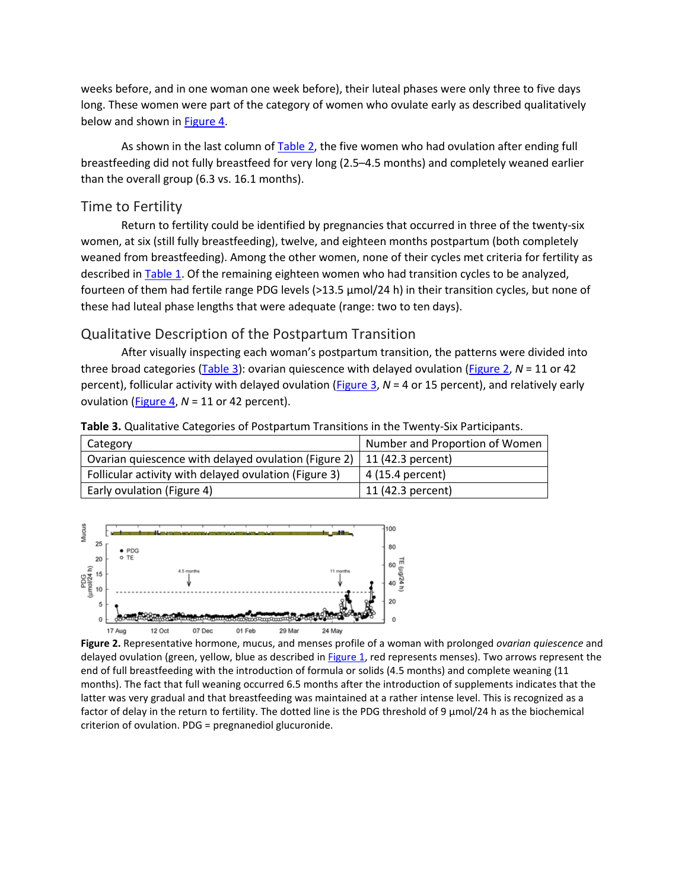weeks before, and in one woman one week before), their luteal phases were only three to five days long. These women were part of the category of women who ovulate early as described qualitatively below and shown in Figure 4.

As shown in the last column of Table 2, the five women who had ovulation after ending full breastfeeding did not fully breastfeed for very long (2.5–4.5 months) and completely weaned earlier than the overall group (6.3 vs. 16.1 months).

## Time to Fertility

Return to fertility could be identified by pregnancies that occurred in three of the twenty-six women, at six (still fully breastfeeding), twelve, and eighteen months postpartum (both completely weaned from breastfeeding). Among the other women, none of their cycles met criteria for fertility as described in Table 1. Of the remaining eighteen women who had transition cycles to be analyzed, fourteen of them had fertile range PDG levels (>13.5 μmol/24 h) in their transition cycles, but none of these had luteal phase lengths that were adequate (range: two to ten days).

## Qualitative Description of the Postpartum Transition

After visually inspecting each woman's postpartum transition, the patterns were divided into three broad categories (Table 3): ovarian quiescence with delayed ovulation (Figure 2, *N* = 11 or 42 percent), follicular activity with delayed ovulation (Figure 3, *N* = 4 or 15 percent), and relatively early ovulation (Figure 4, *N* = 11 or 42 percent).

**Table 3.** Qualitative Categories of Postpartum Transitions in the Twenty-Six Participants.

| Category | Number and Proportion of Women |
| --- | --- |
| Ovarian quiescence with delayed ovulation (Figure 2) | 11 (42.3 percent) |
| Follicular activity with delayed ovulation (Figure 3) | 4 (15.4 percent) |
| Early ovulation (Figure 4) | 11 (42.3 percent) |

**Figure 2.** Representative hormone, mucus, and menses profile of a woman with prolonged *ovarian quiescence* and delayed ovulation (green, yellow, blue as described in Figure 1, red represents menses). Two arrows represent the end of full breastfeeding with the introduction of formula or solids (4.5 months) and complete weaning (11 months). The fact that full weaning occurred 6.5 months after the introduction of supplements indicates that the latter was very gradual and that breastfeeding was maintained at a rather intense level. This is recognized as a factor of delay in the return to fertility. The dotted line is the PDG threshold of 9 μmol/24 h as the biochemical criterion of ovulation. PDG = pregnanediol glucuronide.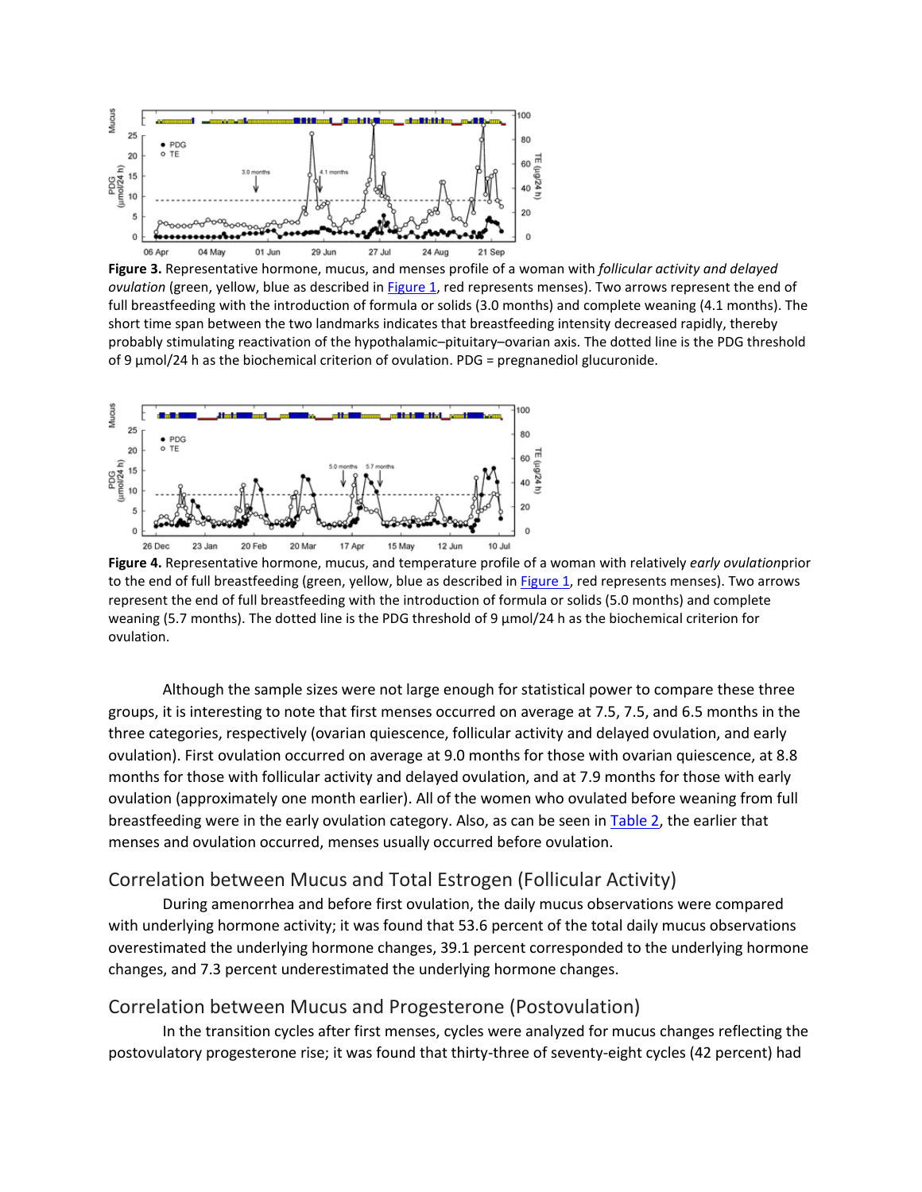**Figure 3.** Representative hormone, mucus, and menses profile of a woman with *follicular activity and delayed ovulation* (green, yellow, blue as described in Figure 1, red represents menses). Two arrows represent the end of full breastfeeding with the introduction of formula or solids (3.0 months) and complete weaning (4.1 months). The short time span between the two landmarks indicates that breastfeeding intensity decreased rapidly, thereby probably stimulating reactivation of the hypothalamic–pituitary–ovarian axis. The dotted line is the PDG threshold of 9 µmol/24 h as the biochemical criterion of ovulation. PDG = pregnanediol glucuronide.

**Figure 4.** Representative hormone, mucus, and temperature profile of a woman with relatively *early ovulation*prior to the end of full breastfeeding (green, yellow, blue as described in Figure 1, red represents menses). Two arrows represent the end of full breastfeeding with the introduction of formula or solids (5.0 months) and complete weaning (5.7 months). The dotted line is the PDG threshold of 9 µmol/24 h as the biochemical criterion for ovulation.

Although the sample sizes were not large enough for statistical power to compare these three groups, it is interesting to note that first menses occurred on average at 7.5, 7.5, and 6.5 months in the three categories, respectively (ovarian quiescence, follicular activity and delayed ovulation, and early ovulation). First ovulation occurred on average at 9.0 months for those with ovarian quiescence, at 8.8 months for those with follicular activity and delayed ovulation, and at 7.9 months for those with early ovulation (approximately one month earlier). All of the women who ovulated before weaning from full breastfeeding were in the early ovulation category. Also, as can be seen in Table 2, the earlier that menses and ovulation occurred, menses usually occurred before ovulation.

## Correlation between Mucus and Total Estrogen (Follicular Activity)

During amenorrhea and before first ovulation, the daily mucus observations were compared with underlying hormone activity; it was found that 53.6 percent of the total daily mucus observations overestimated the underlying hormone changes, 39.1 percent corresponded to the underlying hormone changes, and 7.3 percent underestimated the underlying hormone changes.

## Correlation between Mucus and Progesterone (Postovulation)

In the transition cycles after first menses, cycles were analyzed for mucus changes reflecting the postovulatory progesterone rise; it was found that thirty-three of seventy-eight cycles (42 percent) had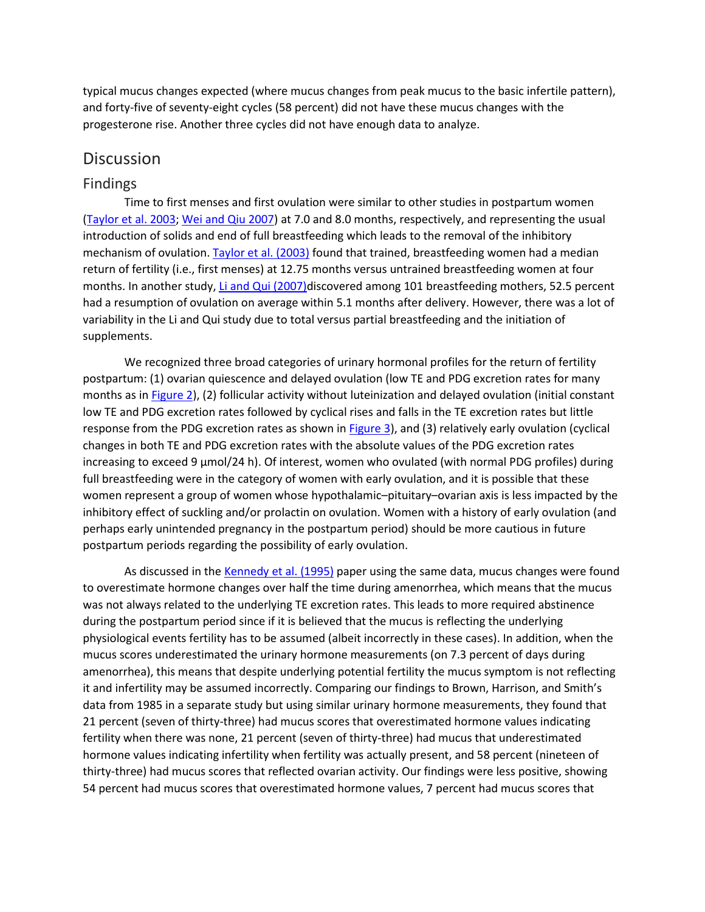typical mucus changes expected (where mucus changes from peak mucus to the basic infertile pattern), and forty-five of seventy-eight cycles (58 percent) did not have these mucus changes with the progesterone rise. Another three cycles did not have enough data to analyze.

## Discussion

### Findings

Time to first menses and first ovulation were similar to other studies in postpartum women (Taylor et al. 2003; Wei and Qiu 2007) at 7.0 and 8.0 months, respectively, and representing the usual introduction of solids and end of full breastfeeding which leads to the removal of the inhibitory mechanism of ovulation. Taylor et al. (2003) found that trained, breastfeeding women had a median return of fertility (i.e., first menses) at 12.75 months versus untrained breastfeeding women at four months. In another study, Li and Qui (2007)discovered among 101 breastfeeding mothers, 52.5 percent had a resumption of ovulation on average within 5.1 months after delivery. However, there was a lot of variability in the Li and Qui study due to total versus partial breastfeeding and the initiation of supplements.

We recognized three broad categories of urinary hormonal profiles for the return of fertility postpartum: (1) ovarian quiescence and delayed ovulation (low TE and PDG excretion rates for many months as in Figure 2), (2) follicular activity without luteinization and delayed ovulation (initial constant low TE and PDG excretion rates followed by cyclical rises and falls in the TE excretion rates but little response from the PDG excretion rates as shown in Figure 3), and (3) relatively early ovulation (cyclical changes in both TE and PDG excretion rates with the absolute values of the PDG excretion rates increasing to exceed 9 μmol/24 h). Of interest, women who ovulated (with normal PDG profiles) during full breastfeeding were in the category of women with early ovulation, and it is possible that these women represent a group of women whose hypothalamic–pituitary–ovarian axis is less impacted by the inhibitory effect of suckling and/or prolactin on ovulation. Women with a history of early ovulation (and perhaps early unintended pregnancy in the postpartum period) should be more cautious in future postpartum periods regarding the possibility of early ovulation.

As discussed in the Kennedy et al. (1995) paper using the same data, mucus changes were found to overestimate hormone changes over half the time during amenorrhea, which means that the mucus was not always related to the underlying TE excretion rates. This leads to more required abstinence during the postpartum period since if it is believed that the mucus is reflecting the underlying physiological events fertility has to be assumed (albeit incorrectly in these cases). In addition, when the mucus scores underestimated the urinary hormone measurements (on 7.3 percent of days during amenorrhea), this means that despite underlying potential fertility the mucus symptom is not reflecting it and infertility may be assumed incorrectly. Comparing our findings to Brown, Harrison, and Smith's data from 1985 in a separate study but using similar urinary hormone measurements, they found that 21 percent (seven of thirty-three) had mucus scores that overestimated hormone values indicating fertility when there was none, 21 percent (seven of thirty-three) had mucus that underestimated hormone values indicating infertility when fertility was actually present, and 58 percent (nineteen of thirty-three) had mucus scores that reflected ovarian activity. Our findings were less positive, showing 54 percent had mucus scores that overestimated hormone values, 7 percent had mucus scores that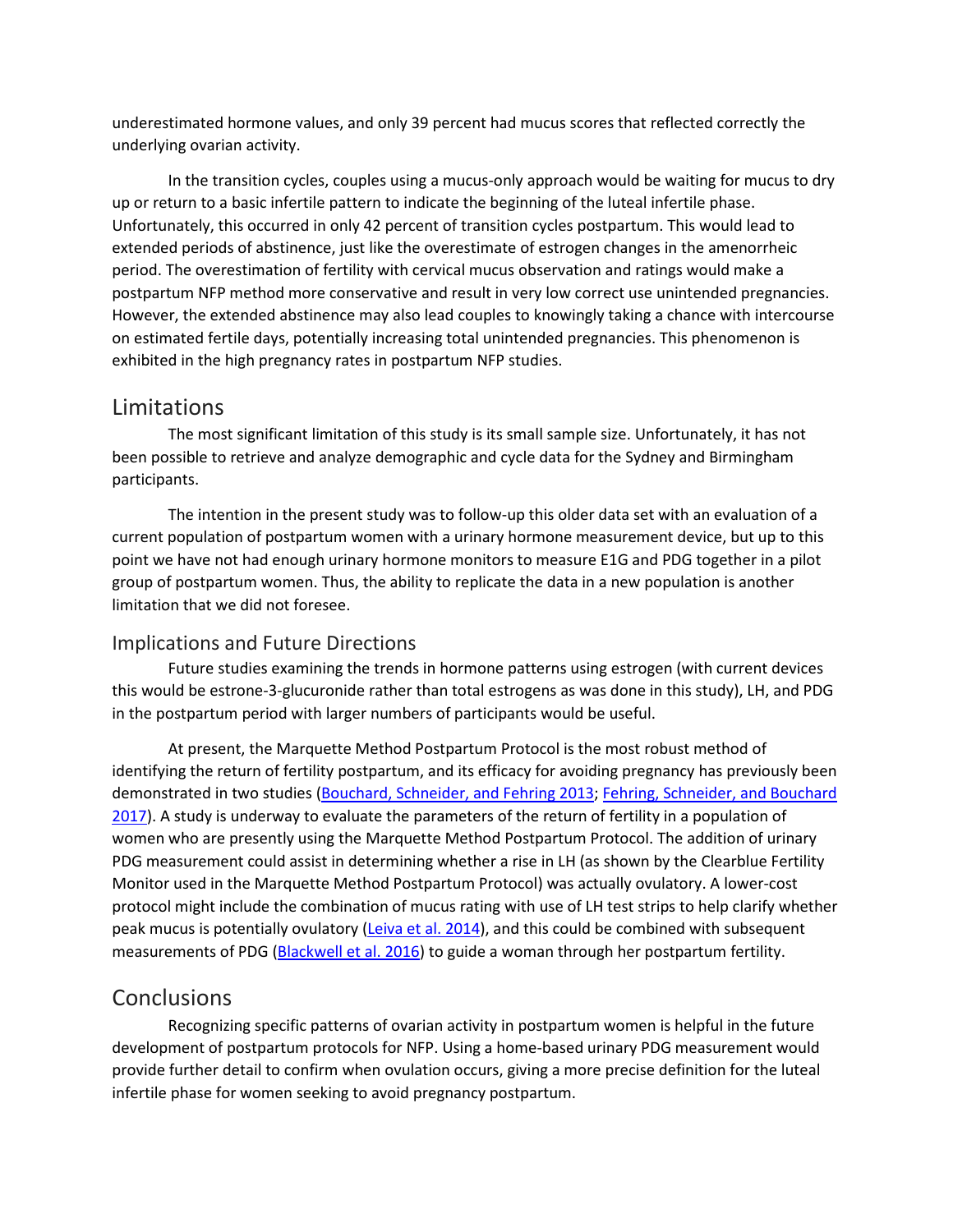underestimated hormone values, and only 39 percent had mucus scores that reflected correctly the underlying ovarian activity.

In the transition cycles, couples using a mucus-only approach would be waiting for mucus to dry up or return to a basic infertile pattern to indicate the beginning of the luteal infertile phase. Unfortunately, this occurred in only 42 percent of transition cycles postpartum. This would lead to extended periods of abstinence, just like the overestimate of estrogen changes in the amenorrheic period. The overestimation of fertility with cervical mucus observation and ratings would make a postpartum NFP method more conservative and result in very low correct use unintended pregnancies. However, the extended abstinence may also lead couples to knowingly taking a chance with intercourse on estimated fertile days, potentially increasing total unintended pregnancies. This phenomenon is exhibited in the high pregnancy rates in postpartum NFP studies.

## Limitations

The most significant limitation of this study is its small sample size. Unfortunately, it has not been possible to retrieve and analyze demographic and cycle data for the Sydney and Birmingham participants.

The intention in the present study was to follow-up this older data set with an evaluation of a current population of postpartum women with a urinary hormone measurement device, but up to this point we have not had enough urinary hormone monitors to measure E1G and PDG together in a pilot group of postpartum women. Thus, the ability to replicate the data in a new population is another limitation that we did not foresee.

### Implications and Future Directions

Future studies examining the trends in hormone patterns using estrogen (with current devices this would be estrone-3-glucuronide rather than total estrogens as was done in this study), LH, and PDG in the postpartum period with larger numbers of participants would be useful.

At present, the Marquette Method Postpartum Protocol is the most robust method of identifying the return of fertility postpartum, and its efficacy for avoiding pregnancy has previously been demonstrated in two studies (Bouchard, Schneider, and Fehring 2013; Fehring, Schneider, and Bouchard 2017). A study is underway to evaluate the parameters of the return of fertility in a population of women who are presently using the Marquette Method Postpartum Protocol. The addition of urinary PDG measurement could assist in determining whether a rise in LH (as shown by the Clearblue Fertility Monitor used in the Marquette Method Postpartum Protocol) was actually ovulatory. A lower-cost protocol might include the combination of mucus rating with use of LH test strips to help clarify whether peak mucus is potentially ovulatory (Leiva et al. 2014), and this could be combined with subsequent measurements of PDG (Blackwell et al. 2016) to guide a woman through her postpartum fertility.

## Conclusions

Recognizing specific patterns of ovarian activity in postpartum women is helpful in the future development of postpartum protocols for NFP. Using a home-based urinary PDG measurement would provide further detail to confirm when ovulation occurs, giving a more precise definition for the luteal infertile phase for women seeking to avoid pregnancy postpartum.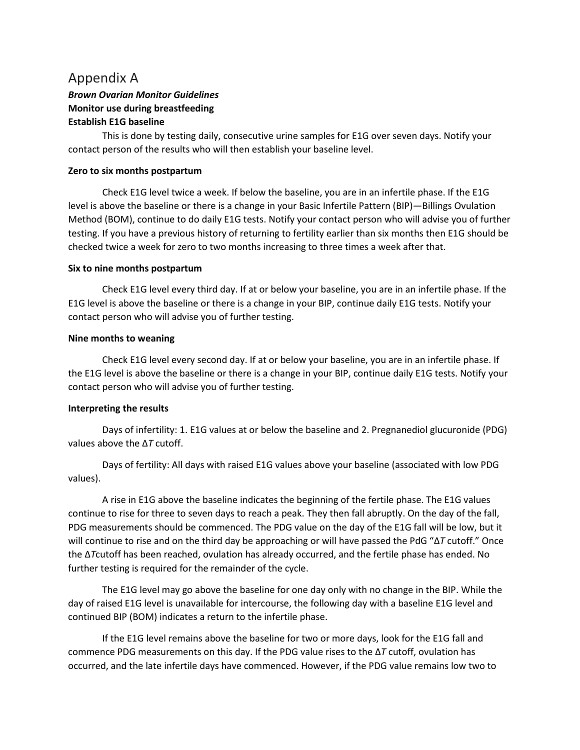# Appendix A

***Brown Ovarian Monitor Guidelines***

**Monitor use during breastfeeding**

**Establish E1G baseline**

This is done by testing daily, consecutive urine samples for E1G over seven days. Notify your contact person of the results who will then establish your baseline level.

**Zero to six months postpartum**

Check E1G level twice a week. If below the baseline, you are in an infertile phase. If the E1G level is above the baseline or there is a change in your Basic Infertile Pattern (BIP)—Billings Ovulation Method (BOM), continue to do daily E1G tests. Notify your contact person who will advise you of further testing. If you have a previous history of returning to fertility earlier than six months then E1G should be checked twice a week for zero to two months increasing to three times a week after that.

**Six to nine months postpartum**

Check E1G level every third day. If at or below your baseline, you are in an infertile phase. If the E1G level is above the baseline or there is a change in your BIP, continue daily E1G tests. Notify your contact person who will advise you of further testing.

**Nine months to weaning**

Check E1G level every second day. If at or below your baseline, you are in an infertile phase. If the E1G level is above the baseline or there is a change in your BIP, continue daily E1G tests. Notify your contact person who will advise you of further testing.

**Interpreting the results**

Days of infertility: 1. E1G values at or below the baseline and 2. Pregnanediol glucuronide (PDG) values above the $\Delta T$ cutoff.

Days of fertility: All days with raised E1G values above your baseline (associated with low PDG values).

A rise in E1G above the baseline indicates the beginning of the fertile phase. The E1G values continue to rise for three to seven days to reach a peak. They then fall abruptly. On the day of the fall, PDG measurements should be commenced. The PDG value on the day of the E1G fall will be low, but it will continue to rise and on the third day be approaching or will have passed the PdG "$\Delta T$ cutoff." Once the $\Delta T$cutoff has been reached, ovulation has already occurred, and the fertile phase has ended. No further testing is required for the remainder of the cycle.

The E1G level may go above the baseline for one day only with no change in the BIP. While the day of raised E1G level is unavailable for intercourse, the following day with a baseline E1G level and continued BIP (BOM) indicates a return to the infertile phase.

If the E1G level remains above the baseline for two or more days, look for the E1G fall and commence PDG measurements on this day. If the PDG value rises to the $\Delta T$ cutoff, ovulation has occurred, and the late infertile days have commenced. However, if the PDG value remains low two to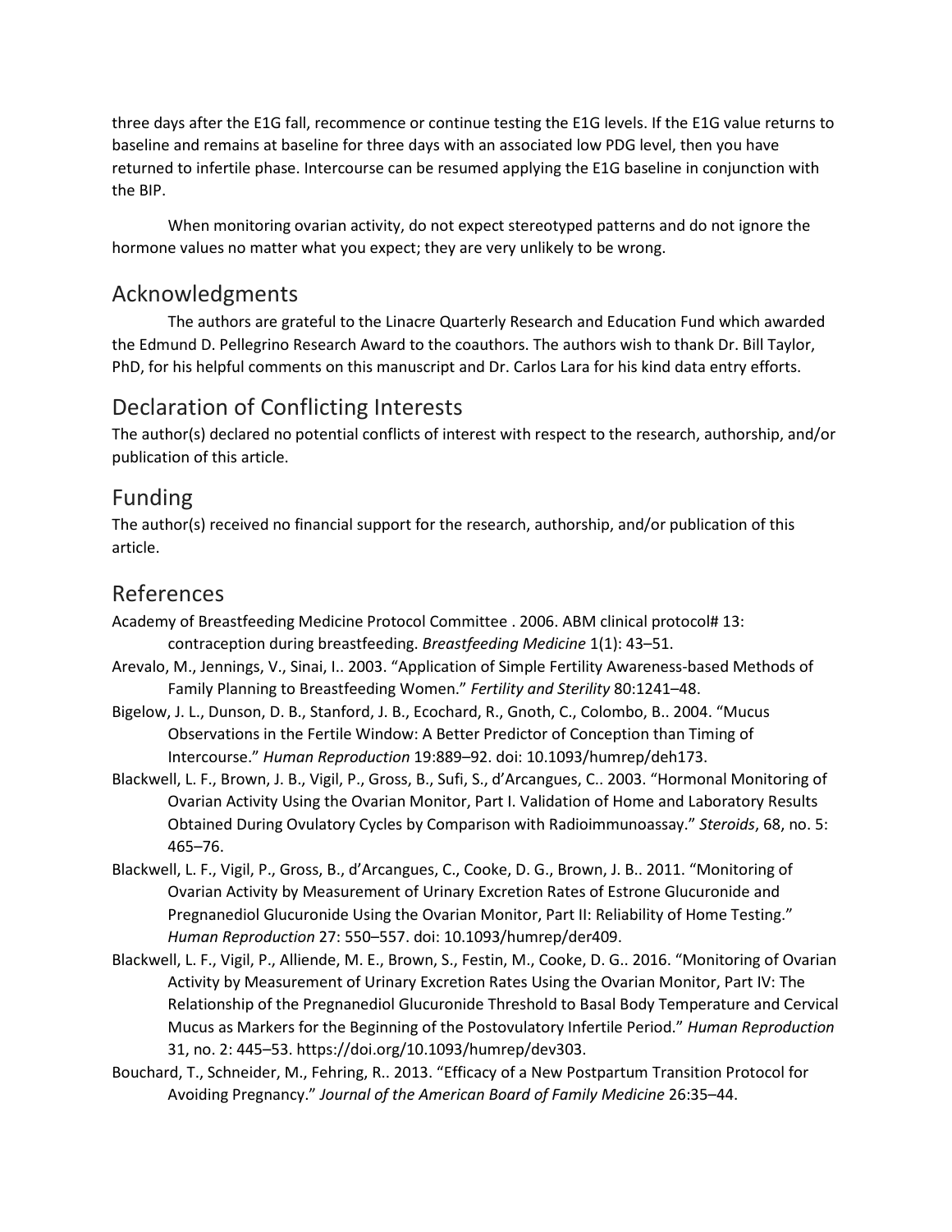three days after the E1G fall, recommence or continue testing the E1G levels. If the E1G value returns to baseline and remains at baseline for three days with an associated low PDG level, then you have returned to infertile phase. Intercourse can be resumed applying the E1G baseline in conjunction with the BIP.

When monitoring ovarian activity, do not expect stereotyped patterns and do not ignore the hormone values no matter what you expect; they are very unlikely to be wrong.

## Acknowledgments

The authors are grateful to the Linacre Quarterly Research and Education Fund which awarded the Edmund D. Pellegrino Research Award to the coauthors. The authors wish to thank Dr. Bill Taylor, PhD, for his helpful comments on this manuscript and Dr. Carlos Lara for his kind data entry efforts.

## Declaration of Conflicting Interests

The author(s) declared no potential conflicts of interest with respect to the research, authorship, and/or publication of this article.

## Funding

The author(s) received no financial support for the research, authorship, and/or publication of this article.

## References

Academy of Breastfeeding Medicine Protocol Committee . 2006. ABM clinical protocol# 13: contraception during breastfeeding. *Breastfeeding Medicine* 1(1): 43–51.

Arevalo, M., Jennings, V., Sinai, I.. 2003. "Application of Simple Fertility Awareness-based Methods of Family Planning to Breastfeeding Women." *Fertility and Sterility* 80:1241–48.

Bigelow, J. L., Dunson, D. B., Stanford, J. B., Ecochard, R., Gnoth, C., Colombo, B.. 2004. "Mucus Observations in the Fertile Window: A Better Predictor of Conception than Timing of Intercourse." *Human Reproduction* 19:889–92. doi: 10.1093/humrep/deh173.

Blackwell, L. F., Brown, J. B., Vigil, P., Gross, B., Sufi, S., d'Arcangues, C.. 2003. "Hormonal Monitoring of Ovarian Activity Using the Ovarian Monitor, Part I. Validation of Home and Laboratory Results Obtained During Ovulatory Cycles by Comparison with Radioimmunoassay." *Steroids*, 68, no. 5: 465–76.

Blackwell, L. F., Vigil, P., Gross, B., d'Arcangues, C., Cooke, D. G., Brown, J. B.. 2011. "Monitoring of Ovarian Activity by Measurement of Urinary Excretion Rates of Estrone Glucuronide and Pregnanediol Glucuronide Using the Ovarian Monitor, Part II: Reliability of Home Testing." *Human Reproduction* 27: 550–557. doi: 10.1093/humrep/der409.

Blackwell, L. F., Vigil, P., Alliende, M. E., Brown, S., Festin, M., Cooke, D. G.. 2016. "Monitoring of Ovarian Activity by Measurement of Urinary Excretion Rates Using the Ovarian Monitor, Part IV: The Relationship of the Pregnanediol Glucuronide Threshold to Basal Body Temperature and Cervical Mucus as Markers for the Beginning of the Postovulatory Infertile Period." *Human Reproduction* 31, no. 2: 445–53. https://doi.org/10.1093/humrep/dev303.

Bouchard, T., Schneider, M., Fehring, R.. 2013. "Efficacy of a New Postpartum Transition Protocol for Avoiding Pregnancy." *Journal of the American Board of Family Medicine* 26:35–44.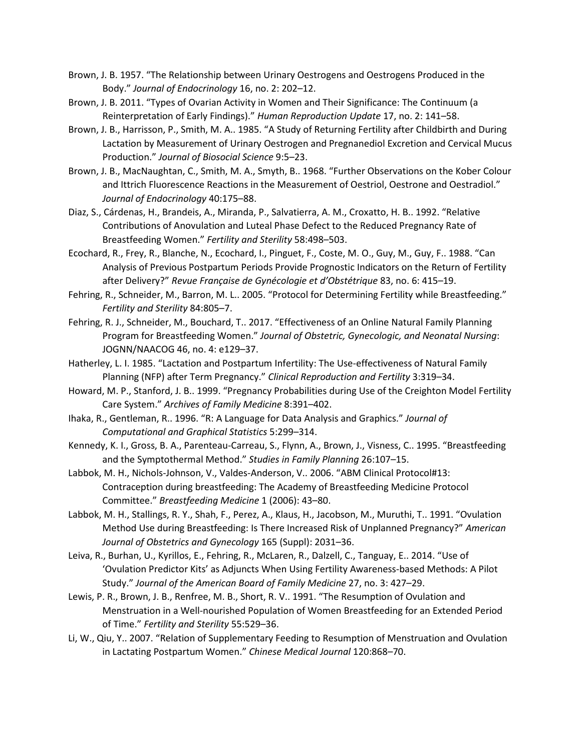Brown, J. B. 1957. "The Relationship between Urinary Oestrogens and Oestrogens Produced in the Body." *Journal of Endocrinology* 16, no. 2: 202–12.

Brown, J. B. 2011. "Types of Ovarian Activity in Women and Their Significance: The Continuum (a Reinterpretation of Early Findings)." *Human Reproduction Update* 17, no. 2: 141–58.

Brown, J. B., Harrisson, P., Smith, M. A.. 1985. "A Study of Returning Fertility after Childbirth and During Lactation by Measurement of Urinary Oestrogen and Pregnanediol Excretion and Cervical Mucus Production." *Journal of Biosocial Science* 9:5–23.

Brown, J. B., MacNaughtan, C., Smith, M. A., Smyth, B.. 1968. "Further Observations on the Kober Colour and Ittrich Fluorescence Reactions in the Measurement of Oestriol, Oestrone and Oestradiol." *Journal of Endocrinology* 40:175–88.

Diaz, S., Cárdenas, H., Brandeis, A., Miranda, P., Salvatierra, A. M., Croxatto, H. B.. 1992. "Relative Contributions of Anovulation and Luteal Phase Defect to the Reduced Pregnancy Rate of Breastfeeding Women." *Fertility and Sterility* 58:498–503.

Ecochard, R., Frey, R., Blanche, N., Ecochard, I., Pinguet, F., Coste, M. O., Guy, M., Guy, F.. 1988. "Can Analysis of Previous Postpartum Periods Provide Prognostic Indicators on the Return of Fertility after Delivery?" *Revue Française de Gynécologie et d'Obstétrique* 83, no. 6: 415–19.

Fehring, R., Schneider, M., Barron, M. L.. 2005. "Protocol for Determining Fertility while Breastfeeding." *Fertility and Sterility* 84:805–7.

Fehring, R. J., Schneider, M., Bouchard, T.. 2017. "Effectiveness of an Online Natural Family Planning Program for Breastfeeding Women." *Journal of Obstetric, Gynecologic, and Neonatal Nursing*: JOGNN/NAACOG 46, no. 4: e129–37.

Hatherley, L. I. 1985. "Lactation and Postpartum Infertility: The Use-effectiveness of Natural Family Planning (NFP) after Term Pregnancy." *Clinical Reproduction and Fertility* 3:319–34.

Howard, M. P., Stanford, J. B.. 1999. "Pregnancy Probabilities during Use of the Creighton Model Fertility Care System." *Archives of Family Medicine* 8:391–402.

Ihaka, R., Gentleman, R.. 1996. "R: A Language for Data Analysis and Graphics." *Journal of Computational and Graphical Statistics* 5:299–314.

Kennedy, K. I., Gross, B. A., Parenteau-Carreau, S., Flynn, A., Brown, J., Visness, C.. 1995. "Breastfeeding and the Symptothermal Method." *Studies in Family Planning* 26:107–15.

Labbok, M. H., Nichols-Johnson, V., Valdes-Anderson, V.. 2006. "ABM Clinical Protocol#13: Contraception during breastfeeding: The Academy of Breastfeeding Medicine Protocol Committee." *Breastfeeding Medicine* 1 (2006): 43–80.

Labbok, M. H., Stallings, R. Y., Shah, F., Perez, A., Klaus, H., Jacobson, M., Muruthi, T.. 1991. "Ovulation Method Use during Breastfeeding: Is There Increased Risk of Unplanned Pregnancy?" *American Journal of Obstetrics and Gynecology* 165 (Suppl): 2031–36.

Leiva, R., Burhan, U., Kyrillos, E., Fehring, R., McLaren, R., Dalzell, C., Tanguay, E.. 2014. "Use of 'Ovulation Predictor Kits' as Adjuncts When Using Fertility Awareness-based Methods: A Pilot Study." *Journal of the American Board of Family Medicine* 27, no. 3: 427–29.

Lewis, P. R., Brown, J. B., Renfree, M. B., Short, R. V.. 1991. "The Resumption of Ovulation and Menstruation in a Well-nourished Population of Women Breastfeeding for an Extended Period of Time." *Fertility and Sterility* 55:529–36.

Li, W., Qiu, Y.. 2007. "Relation of Supplementary Feeding to Resumption of Menstruation and Ovulation in Lactating Postpartum Women." *Chinese Medical Journal* 120:868–70.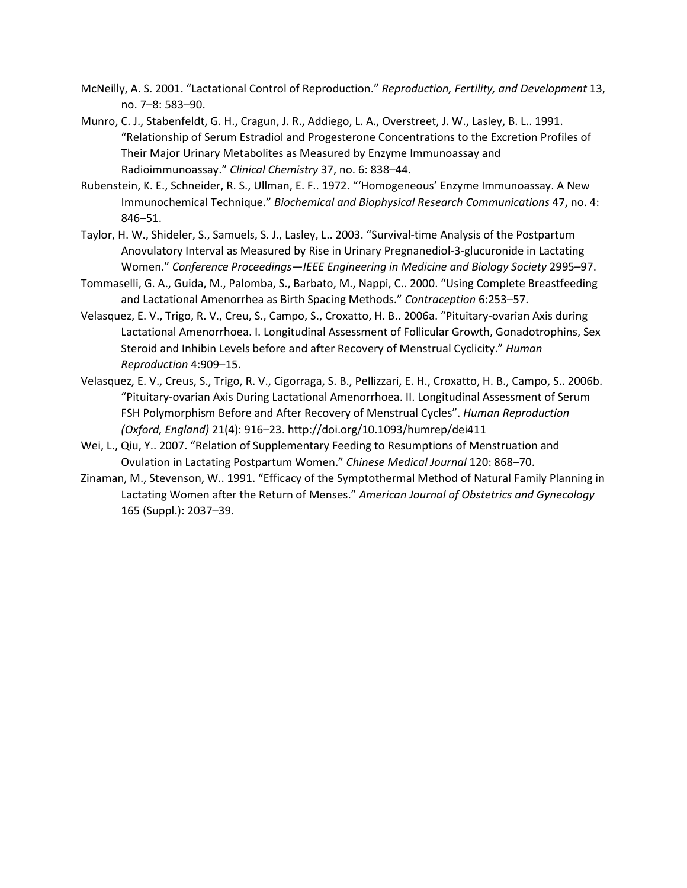McNeilly, A. S. 2001. "Lactational Control of Reproduction." *Reproduction, Fertility, and Development* 13, no. 7–8: 583–90.

Munro, C. J., Stabenfeldt, G. H., Cragun, J. R., Addiego, L. A., Overstreet, J. W., Lasley, B. L.. 1991. "Relationship of Serum Estradiol and Progesterone Concentrations to the Excretion Profiles of Their Major Urinary Metabolites as Measured by Enzyme Immunoassay and Radioimmunoassay." *Clinical Chemistry* 37, no. 6: 838–44.

Rubenstein, K. E., Schneider, R. S., Ullman, E. F.. 1972. "'Homogeneous' Enzyme Immunoassay. A New Immunochemical Technique." *Biochemical and Biophysical Research Communications* 47, no. 4: 846–51.

Taylor, H. W., Shideler, S., Samuels, S. J., Lasley, L.. 2003. "Survival-time Analysis of the Postpartum Anovulatory Interval as Measured by Rise in Urinary Pregnanediol-3-glucuronide in Lactating Women." *Conference Proceedings—IEEE Engineering in Medicine and Biology Society* 2995–97.

Tommaselli, G. A., Guida, M., Palomba, S., Barbato, M., Nappi, C.. 2000. "Using Complete Breastfeeding and Lactational Amenorrhea as Birth Spacing Methods." *Contraception* 6:253–57.

Velasquez, E. V., Trigo, R. V., Creu, S., Campo, S., Croxatto, H. B.. 2006a. "Pituitary-ovarian Axis during Lactational Amenorrhoea. I. Longitudinal Assessment of Follicular Growth, Gonadotrophins, Sex Steroid and Inhibin Levels before and after Recovery of Menstrual Cyclicity." *Human Reproduction* 4:909–15.

Velasquez, E. V., Creus, S., Trigo, R. V., Cigorraga, S. B., Pellizzari, E. H., Croxatto, H. B., Campo, S.. 2006b. "Pituitary-ovarian Axis During Lactational Amenorrhoea. II. Longitudinal Assessment of Serum FSH Polymorphism Before and After Recovery of Menstrual Cycles". *Human Reproduction (Oxford, England)* 21(4): 916–23. http://doi.org/10.1093/humrep/dei411

Wei, L., Qiu, Y.. 2007. "Relation of Supplementary Feeding to Resumptions of Menstruation and Ovulation in Lactating Postpartum Women." *Chinese Medical Journal* 120: 868–70.

Zinaman, M., Stevenson, W.. 1991. "Efficacy of the Symptothermal Method of Natural Family Planning in Lactating Women after the Return of Menses." *American Journal of Obstetrics and Gynecology* 165 (Suppl.): 2037–39.